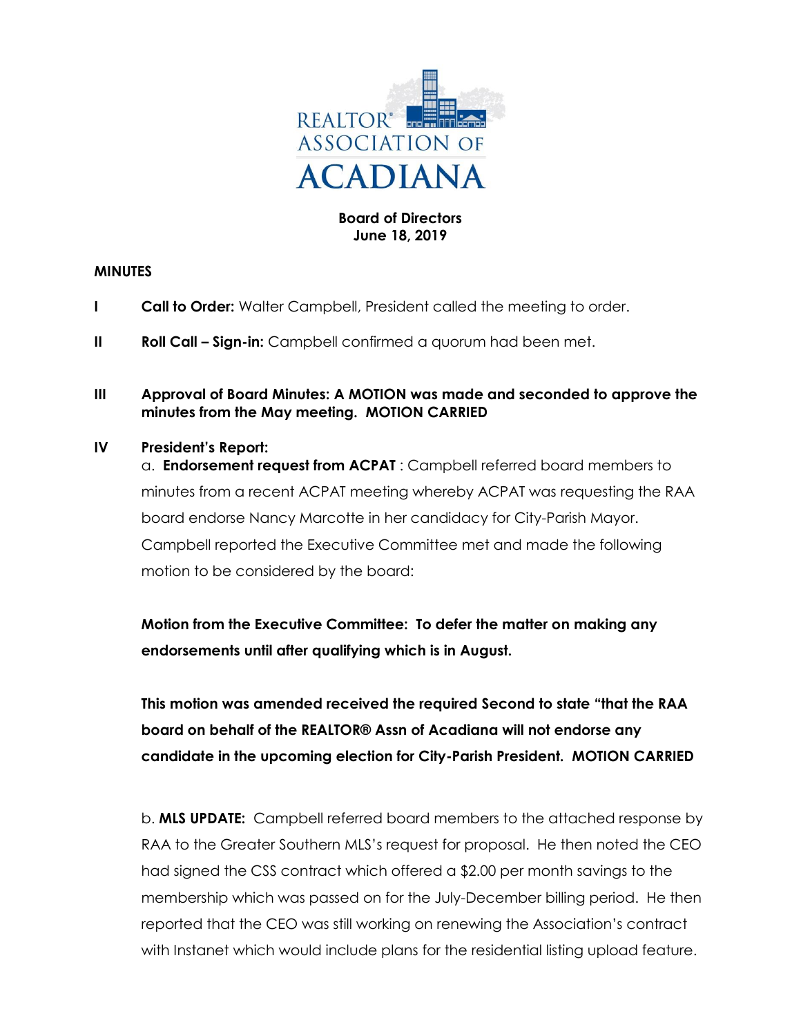REALTOR® ASSOCIATION OF ACADIANA

**Board of Directors**
**June 18, 2019**

**MINUTES**

**I** **Call to Order:** Walter Campbell, President called the meeting to order.

**II** **Roll Call – Sign-in:** Campbell confirmed a quorum had been met.

**III** **Approval of Board Minutes: A MOTION was made and seconded to approve the minutes from the May meeting. MOTION CARRIED**

**IV** **President's Report:**

a. **Endorsement request from ACPAT** : Campbell referred board members to minutes from a recent ACPAT meeting whereby ACPAT was requesting the RAA board endorse Nancy Marcotte in her candidacy for City-Parish Mayor. Campbell reported the Executive Committee met and made the following motion to be considered by the board:

**Motion from the Executive Committee: To defer the matter on making any endorsements until after qualifying which is in August.**

**This motion was amended received the required Second to state "that the RAA board on behalf of the REALTOR® Assn of Acadiana will not endorse any candidate in the upcoming election for City-Parish President. MOTION CARRIED**

b. **MLS UPDATE:** Campbell referred board members to the attached response by RAA to the Greater Southern MLS's request for proposal. He then noted the CEO had signed the CSS contract which offered a $2.00 per month savings to the membership which was passed on for the July-December billing period. He then reported that the CEO was still working on renewing the Association's contract with Instanet which would include plans for the residential listing upload feature.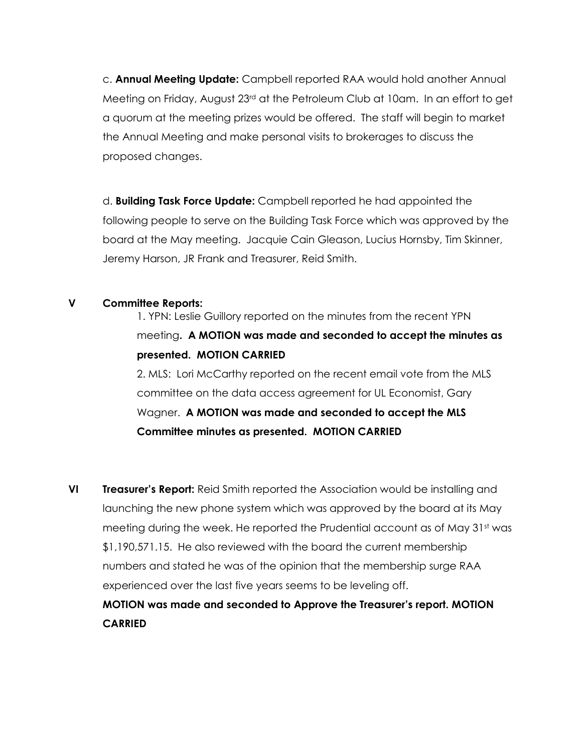c. **Annual Meeting Update:** Campbell reported RAA would hold another Annual Meeting on Friday, August 23rd at the Petroleum Club at 10am. In an effort to get a quorum at the meeting prizes would be offered. The staff will begin to market the Annual Meeting and make personal visits to brokerages to discuss the proposed changes.

d. **Building Task Force Update:** Campbell reported he had appointed the following people to serve on the Building Task Force which was approved by the board at the May meeting. Jacquie Cain Gleason, Lucius Hornsby, Tim Skinner, Jeremy Harson, JR Frank and Treasurer, Reid Smith.

**V Committee Reports:**

1. YPN: Leslie Guillory reported on the minutes from the recent YPN meeting**. A MOTION was made and seconded to accept the minutes as presented. MOTION CARRIED**

2. MLS: Lori McCarthy reported on the recent email vote from the MLS committee on the data access agreement for UL Economist, Gary Wagner. **A MOTION was made and seconded to accept the MLS Committee minutes as presented. MOTION CARRIED**

**VI Treasurer's Report:** Reid Smith reported the Association would be installing and launching the new phone system which was approved by the board at its May meeting during the week. He reported the Prudential account as of May 31st was $1,190,571.15. He also reviewed with the board the current membership numbers and stated he was of the opinion that the membership surge RAA experienced over the last five years seems to be leveling off.

**MOTION was made and seconded to Approve the Treasurer's report. MOTION CARRIED**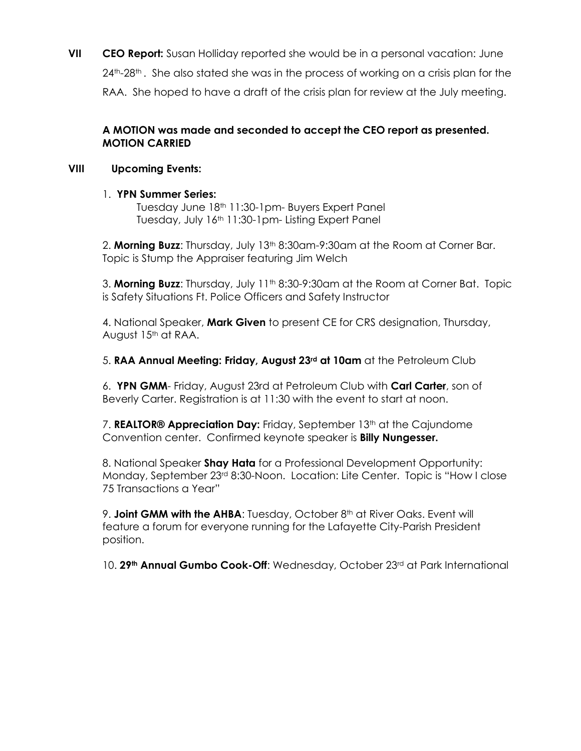**VII CEO Report:** Susan Holliday reported she would be in a personal vacation: June 24th-28th . She also stated she was in the process of working on a crisis plan for the RAA. She hoped to have a draft of the crisis plan for review at the July meeting.

**A MOTION was made and seconded to accept the CEO report as presented. MOTION CARRIED**

**VIII Upcoming Events:**

1. **YPN Summer Series:**
   Tuesday June 18th 11:30-1pm- Buyers Expert Panel
   Tuesday, July 16th 11:30-1pm- Listing Expert Panel

2. **Morning Buzz**: Thursday, July 13th 8:30am-9:30am at the Room at Corner Bar. Topic is Stump the Appraiser featuring Jim Welch

3. **Morning Buzz**: Thursday, July 11th 8:30-9:30am at the Room at Corner Bat. Topic is Safety Situations Ft. Police Officers and Safety Instructor

4. National Speaker, **Mark Given** to present CE for CRS designation, Thursday, August 15th at RAA.

5. **RAA Annual Meeting: Friday, August 23rd at 10am** at the Petroleum Club

6. **YPN GMM**- Friday, August 23rd at Petroleum Club with **Carl Carter**, son of Beverly Carter. Registration is at 11:30 with the event to start at noon.

7. **REALTOR® Appreciation Day:** Friday, September 13th at the Cajundome Convention center. Confirmed keynote speaker is **Billy Nungesser.**

8. National Speaker **Shay Hata** for a Professional Development Opportunity: Monday, September 23rd 8:30-Noon. Location: Lite Center. Topic is "How I close 75 Transactions a Year"

9. **Joint GMM with the AHBA**: Tuesday, October 8th at River Oaks. Event will feature a forum for everyone running for the Lafayette City-Parish President position.

10. **29th Annual Gumbo Cook-Off**: Wednesday, October 23rd at Park International